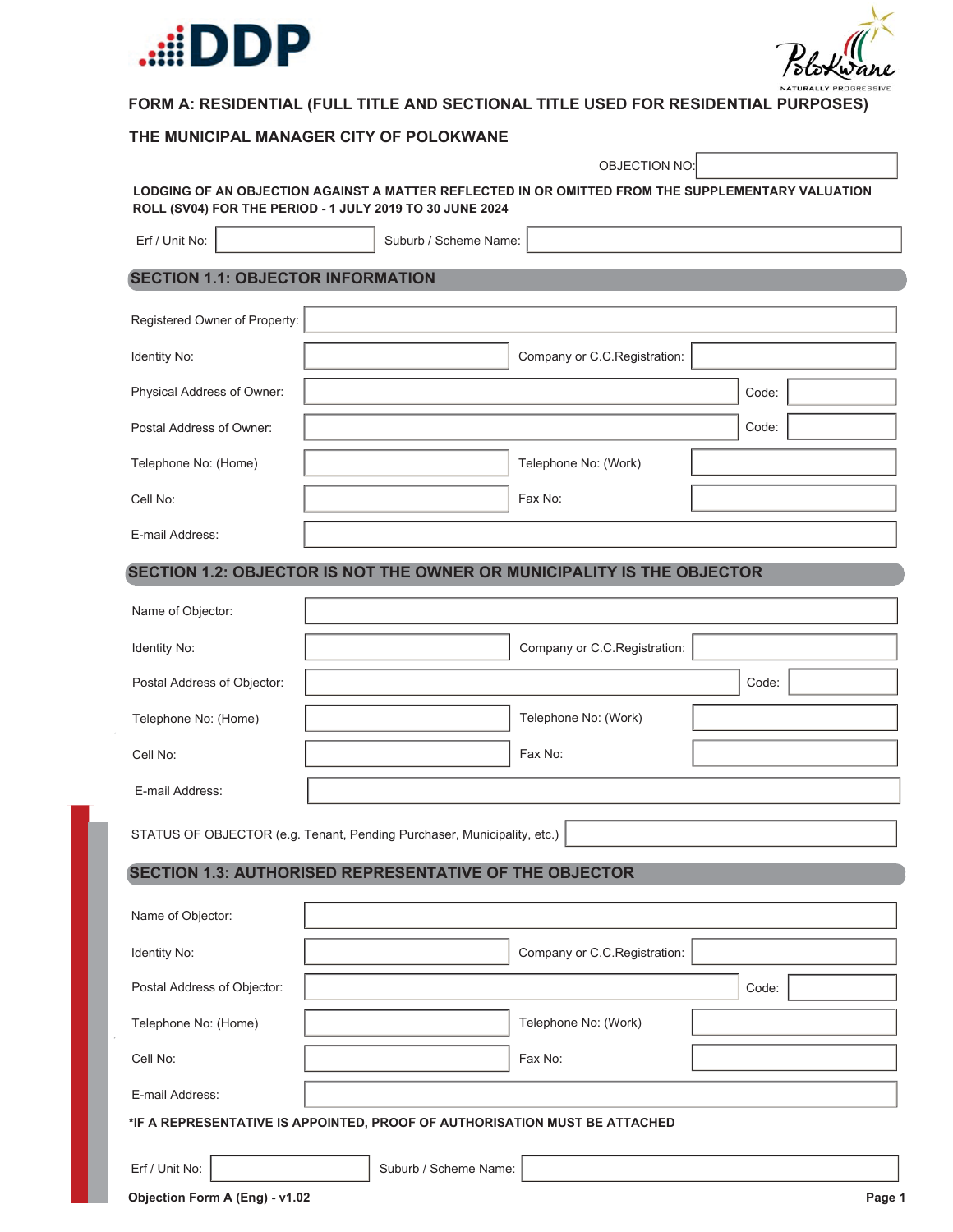# FORM A: RESIDENTIAL (FULL TITLE AND SECTIONAL TITLE USED FOR RESIDENTIAL PURPOSES)

## THE MUNICIPAL MANAGER CITY OF POLOKWANE

OBJECTION NO: 

**LODGING OF AN OBJECTION AGAINST A MATTER REFLECTED IN OR OMITTED FROM THE SUPPLEMENTARY VALUATION ROLL (SV04) FOR THE PERIOD - 1 JULY 2019 TO 30 JUNE 2024**

| Erf / Unit No: | | Suburb / Scheme Name: | |
|---|---|---|---|

## SECTION 1.1: OBJECTOR INFORMATION

| | | | |
|---|---|---|---|
| Registered Owner of Property: | | | |
| Identity No: | | Company or C.C.Registration: | |
| Physical Address of Owner: | | Code: | |
| Postal Address of Owner: | | Code: | |
| Telephone No: (Home) | | Telephone No: (Work) | |
| Cell No: | | Fax No: | |
| E-mail Address: | | | |

## SECTION 1.2: OBJECTOR IS NOT THE OWNER OR MUNICIPALITY IS THE OBJECTOR

| | | | |
|---|---|---|---|
| Name of Objector: | | | |
| Identity No: | | Company or C.C.Registration: | |
| Postal Address of Objector: | | Code: | |
| Telephone No: (Home) | | Telephone No: (Work) | |
| Cell No: | | Fax No: | |
| E-mail Address: | | | |

STATUS OF OBJECTOR (e.g. Tenant, Pending Purchaser, Municipality, etc.) 

## SECTION 1.3: AUTHORISED REPRESENTATIVE OF THE OBJECTOR

| | | | |
|---|---|---|---|
| Name of Objector: | | | |
| Identity No: | | Company or C.C.Registration: | |
| Postal Address of Objector: | | Code: | |
| Telephone No: (Home) | | Telephone No: (Work) | |
| Cell No: | | Fax No: | |
| E-mail Address: | | | |

**\*IF A REPRESENTATIVE IS APPOINTED, PROOF OF AUTHORISATION MUST BE ATTACHED**

| Erf / Unit No: | | Suburb / Scheme Name: | |
|---|---|---|---|

**Objection Form A (Eng) - v1.02**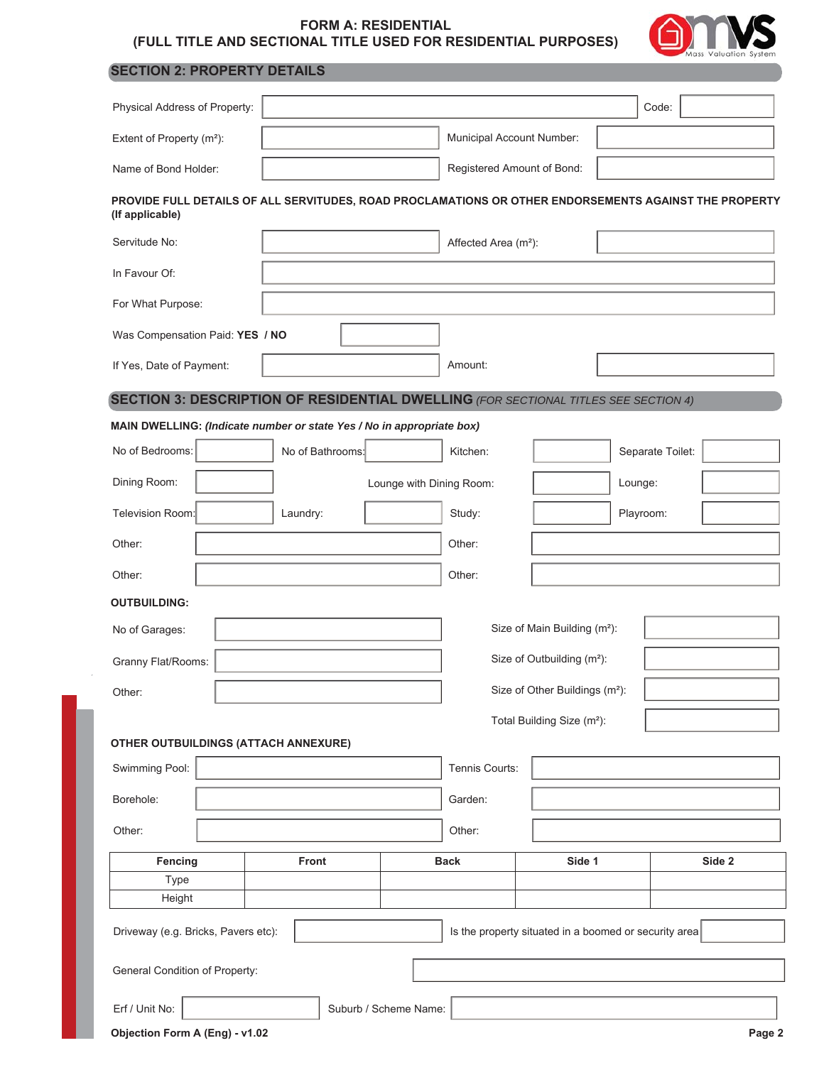# FORM A: RESIDENTIAL
# (FULL TITLE AND SECTIONAL TITLE USED FOR RESIDENTIAL PURPOSES)

## SECTION 2: PROPERTY DETAILS

Physical Address of Property: ____________ Code: ____________

Extent of Property (m²): ____________ Municipal Account Number: ____________

Name of Bond Holder: ____________ Registered Amount of Bond: ____________

**PROVIDE FULL DETAILS OF ALL SERVITUDES, ROAD PROCLAMATIONS OR OTHER ENDORSEMENTS AGAINST THE PROPERTY (If applicable)**

Servitude No: ____________ Affected Area (m²): ____________

In Favour Of: ____________

For What Purpose: ____________

Was Compensation Paid: **YES / NO** ____________

If Yes, Date of Payment: ____________ Amount: ____________

## SECTION 3: DESCRIPTION OF RESIDENTIAL DWELLING *(FOR SECTIONAL TITLES SEE SECTION 4)*

**MAIN DWELLING:** ***(Indicate number or state Yes / No in appropriate box)***

No of Bedrooms: ____________ No of Bathrooms: ____________ Kitchen: ____________ Separate Toilet: ____________

Dining Room: ____________ Lounge with Dining Room: ____________ Lounge: ____________

Television Room: ____________ Laundry: ____________ Study: ____________ Playroom: ____________

Other: ____________ Other: ____________

Other: ____________ Other: ____________

**OUTBUILDING:**

No of Garages: ____________ Size of Main Building (m²): ____________

Granny Flat/Rooms: ____________ Size of Outbuilding (m²): ____________

Other: ____________ Size of Other Buildings (m²): ____________

Total Building Size (m²): ____________

**OTHER OUTBUILDINGS (ATTACH ANNEXURE)**

Swimming Pool: ____________ Tennis Courts: ____________

Borehole: ____________ Garden: ____________

Other: ____________ Other: ____________

| Fencing | Front | Back | Side 1 | Side 2 |
|---|---|---|---|---|
| Type | | | | |
| Height | | | | |

Driveway (e.g. Bricks, Pavers etc): ____________ Is the property situated in a boomed or security area ____________

General Condition of Property: ____________

Erf / Unit No: ____________ Suburb / Scheme Name: ____________

**Objection Form A (Eng) - v1.02**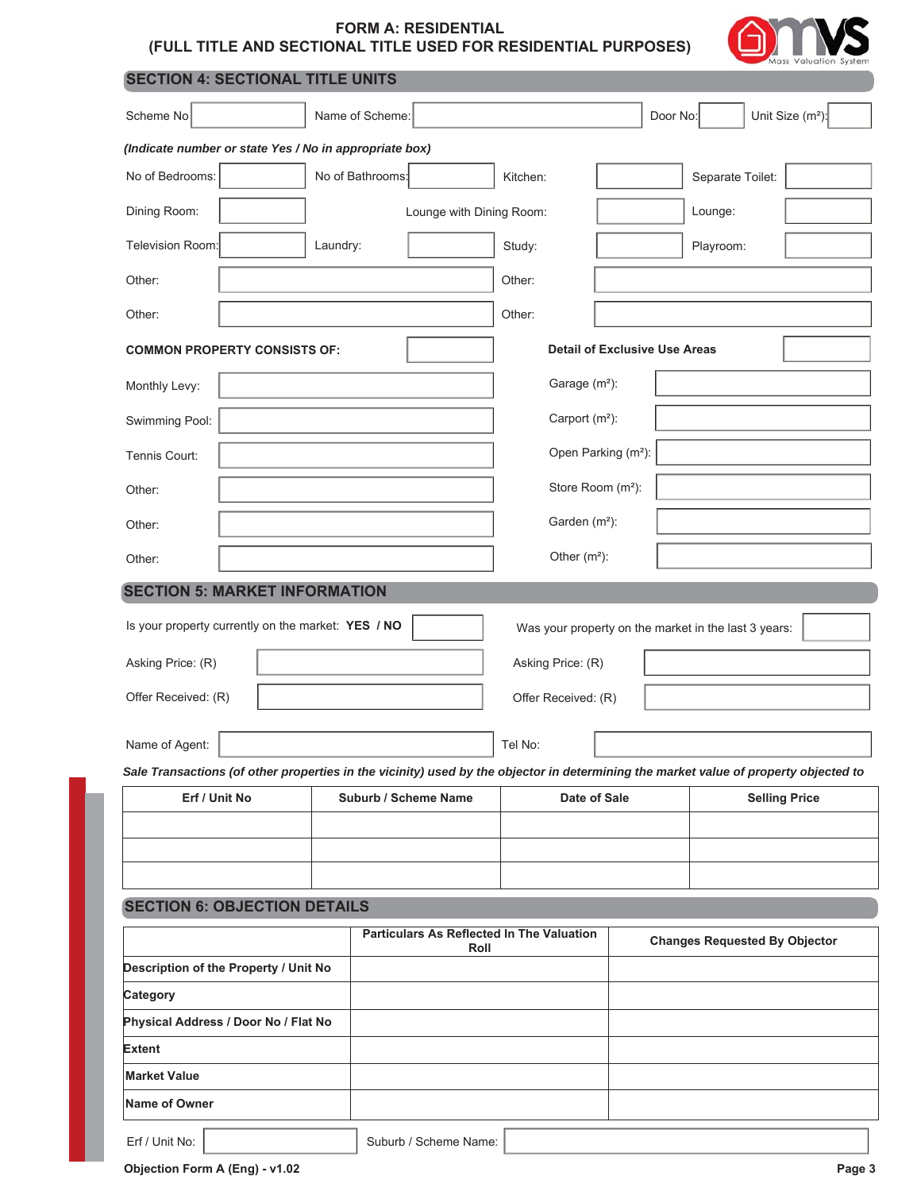# FORM A: RESIDENTIAL
# (FULL TITLE AND SECTIONAL TITLE USED FOR RESIDENTIAL PURPOSES)

## SECTION 4: SECTIONAL TITLE UNITS

| Scheme No | | Name of Scheme: | | Door No: | | Unit Size (m²): | |
|---|---|---|---|---|---|---|---|

*(Indicate number or state Yes / No in appropriate box)*

| | | | | | | | |
|---|---|---|---|---|---|---|---|
| No of Bedrooms: | | No of Bathrooms: | | Kitchen: | | Separate Toilet: | |
| Dining Room: | | | | Lounge with Dining Room: | | Lounge: | |
| Television Room: | | Laundry: | | Study: | | Playroom: | |
| Other: | | | | Other: | | | |
| Other: | | | | Other: | | | |

| | | | |
|---|---|---|---|
| **COMMON PROPERTY CONSISTS OF:** | | **Detail of Exclusive Use Areas** | |
| Monthly Levy: | | Garage (m²): | |
| Swimming Pool: | | Carport (m²): | |
| Tennis Court: | | Open Parking (m²): | |
| Other: | | Store Room (m²): | |
| Other: | | Garden (m²): | |
| Other: | | Other (m²): | |

## SECTION 5: MARKET INFORMATION

| | | | |
|---|---|---|---|
| Is your property currently on the market: **YES / NO** | | Was your property on the market in the last 3 years: | |
| Asking Price: (R) | | Asking Price: (R) | |
| Offer Received: (R) | | Offer Received: (R) | |
| Name of Agent: | | Tel No: | |

***Sale Transactions (of other properties in the vicinity) used by the objector in determining the market value of property objected to***

| Erf / Unit No | Suburb / Scheme Name | Date of Sale | Selling Price |
|---|---|---|---|
| | | | |
| | | | |
| | | | |

## SECTION 6: OBJECTION DETAILS

| | Particulars As Reflected In The Valuation Roll | Changes Requested By Objector |
|---|---|---|
| **Description of the Property / Unit No** | | |
| **Category** | | |
| **Physical Address / Door No / Flat No** | | |
| **Extent** | | |
| **Market Value** | | |
| **Name of Owner** | | |

| Erf / Unit No: | | Suburb / Scheme Name: | |
|---|---|---|---|

**Objection Form A (Eng) - v1.02**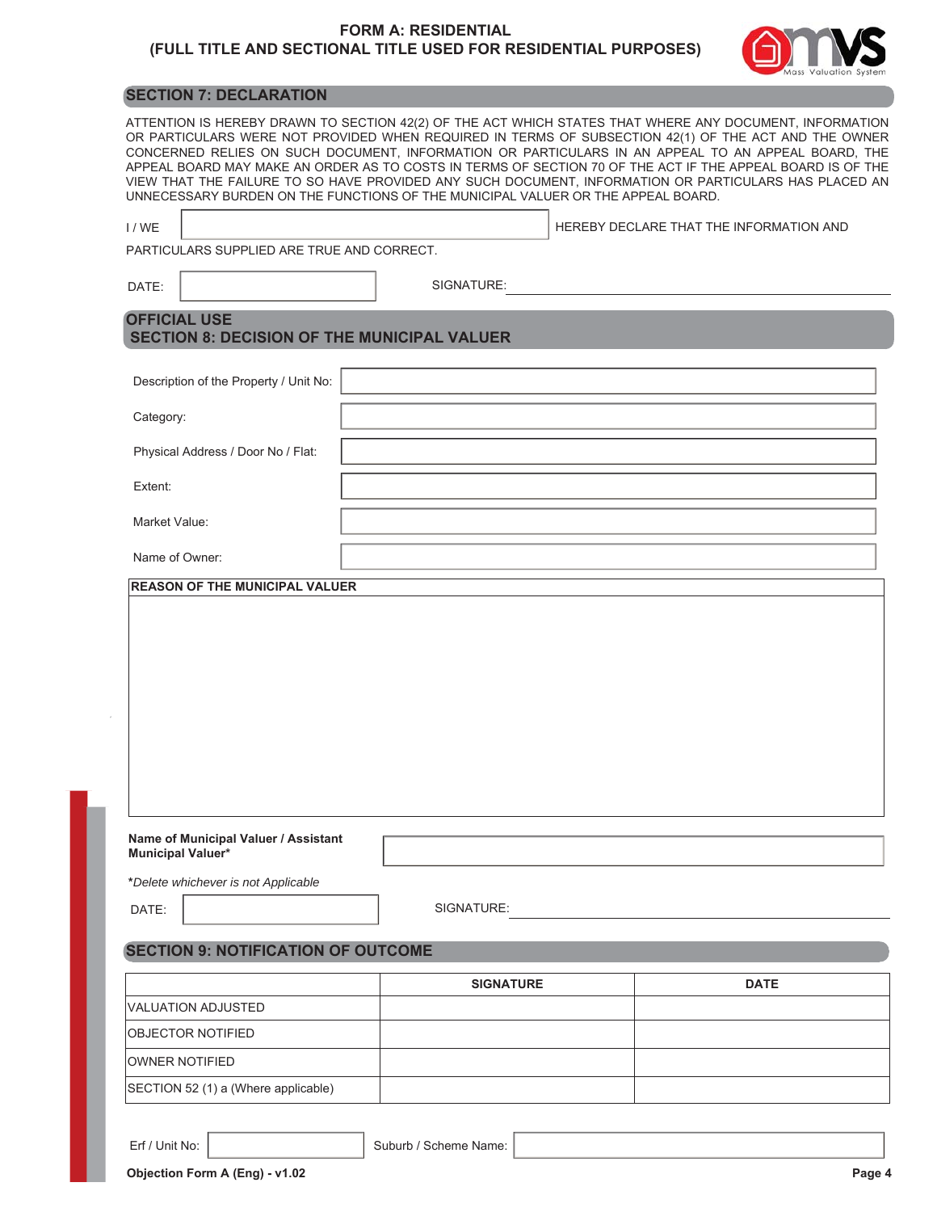# FORM A: RESIDENTIAL
# (FULL TITLE AND SECTIONAL TITLE USED FOR RESIDENTIAL PURPOSES)

## SECTION 7: DECLARATION

ATTENTION IS HEREBY DRAWN TO SECTION 42(2) OF THE ACT WHICH STATES THAT WHERE ANY DOCUMENT, INFORMATION OR PARTICULARS WERE NOT PROVIDED WHEN REQUIRED IN TERMS OF SUBSECTION 42(1) OF THE ACT AND THE OWNER CONCERNED RELIES ON SUCH DOCUMENT, INFORMATION OR PARTICULARS IN AN APPEAL TO AN APPEAL BOARD, THE APPEAL BOARD MAY MAKE AN ORDER AS TO COSTS IN TERMS OF SECTION 70 OF THE ACT IF THE APPEAL BOARD IS OF THE VIEW THAT THE FAILURE TO SO HAVE PROVIDED ANY SUCH DOCUMENT, INFORMATION OR PARTICULARS HAS PLACED AN UNNECESSARY BURDEN ON THE FUNCTIONS OF THE MUNICIPAL VALUER OR THE APPEAL BOARD.

I / WE \_\_\_\_\_\_\_\_\_\_\_\_\_\_\_\_\_\_\_\_ HEREBY DECLARE THAT THE INFORMATION AND PARTICULARS SUPPLIED ARE TRUE AND CORRECT.

DATE: \_\_\_\_\_\_\_\_\_\_ SIGNATURE: \_\_\_\_\_\_\_\_\_\_\_\_\_\_\_\_\_\_\_\_

## OFFICIAL USE
## SECTION 8: DECISION OF THE MUNICIPAL VALUER

Description of the Property / Unit No: \_\_\_\_\_\_\_\_\_\_\_\_\_\_\_\_\_\_\_\_

Category: \_\_\_\_\_\_\_\_\_\_\_\_\_\_\_\_\_\_\_\_

Physical Address / Door No / Flat: \_\_\_\_\_\_\_\_\_\_\_\_\_\_\_\_\_\_\_\_

Extent: \_\_\_\_\_\_\_\_\_\_\_\_\_\_\_\_\_\_\_\_

Market Value: \_\_\_\_\_\_\_\_\_\_\_\_\_\_\_\_\_\_\_\_

Name of Owner: \_\_\_\_\_\_\_\_\_\_\_\_\_\_\_\_\_\_\_\_

**REASON OF THE MUNICIPAL VALUER**

**Name of Municipal Valuer / Assistant Municipal Valuer*** \_\_\_\_\_\_\_\_\_\_\_\_\_\_\_\_\_\_\_\_

*\*Delete whichever is not Applicable*

DATE: \_\_\_\_\_\_\_\_\_\_ SIGNATURE: \_\_\_\_\_\_\_\_\_\_\_\_\_\_\_\_\_\_\_\_

## SECTION 9: NOTIFICATION OF OUTCOME

| | SIGNATURE | DATE |
|---|---|---|
| VALUATION ADJUSTED | | |
| OBJECTOR NOTIFIED | | |
| OWNER NOTIFIED | | |
| SECTION 52 (1) a (Where applicable) | | |

Erf / Unit No: \_\_\_\_\_\_\_\_\_\_ Suburb / Scheme Name: \_\_\_\_\_\_\_\_\_\_

**Objection Form A (Eng) - v1.02**